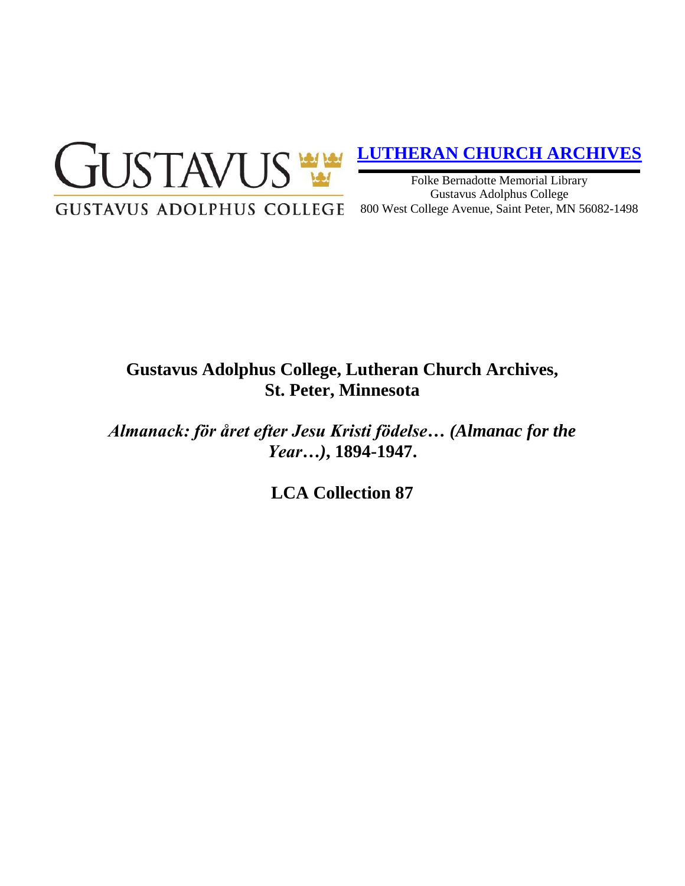GUSTAVUS
GUSTAVUS ADOLPHUS COLLEGE

**LUTHERAN CHURCH ARCHIVES**

Folke Bernadotte Memorial Library
Gustavus Adolphus College
800 West College Avenue, Saint Peter, MN 56082-1498

# Gustavus Adolphus College, Lutheran Church Archives, St. Peter, Minnesota

## *Almanack: för året efter Jesu Kristi födelse… (Almanac for the Year…),* 1894-1947.

## LCA Collection 87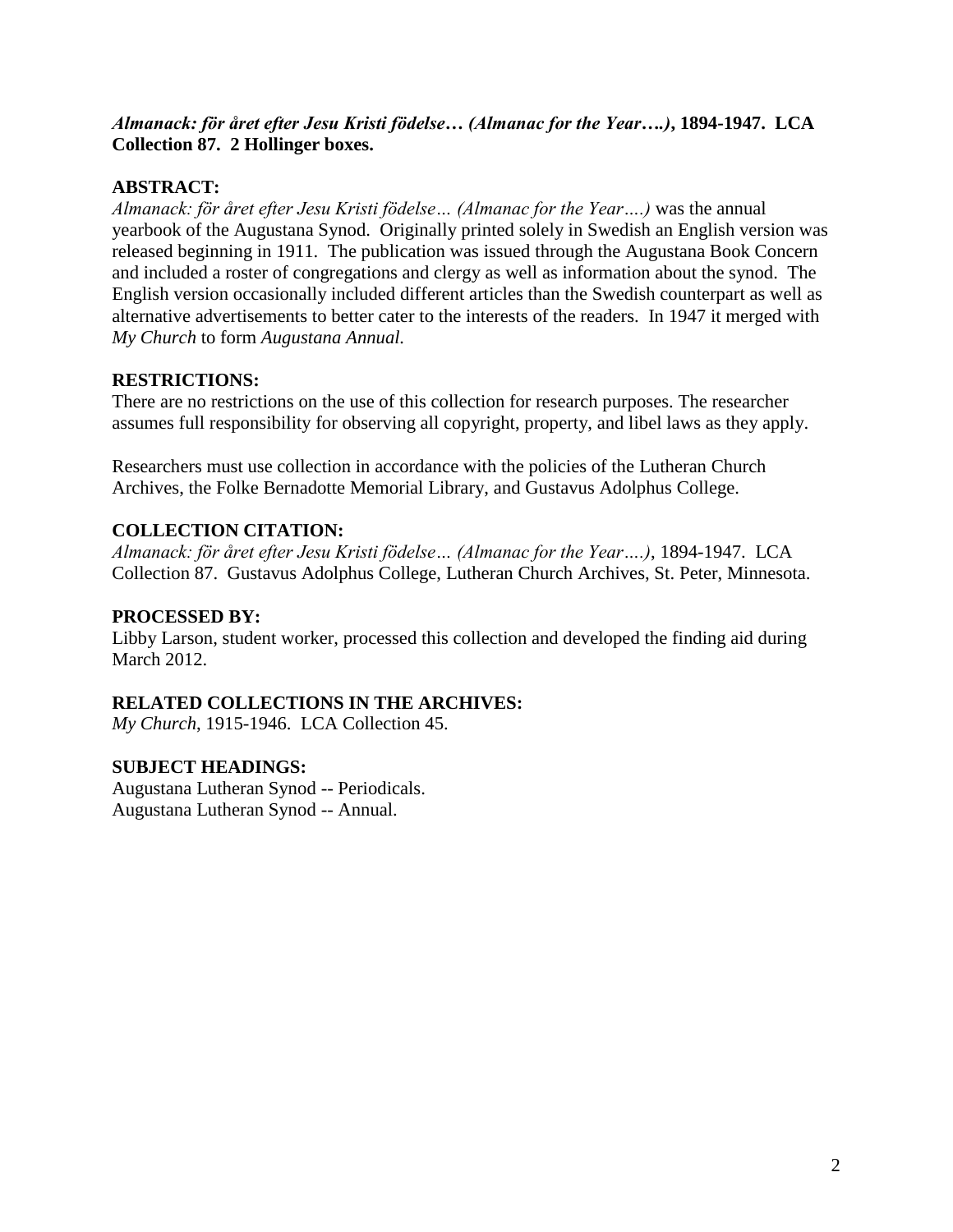***Almanack: för året efter Jesu Kristi födelse… (Almanac for the Year….)*, 1894-1947. LCA Collection 87. 2 Hollinger boxes.**

**ABSTRACT:**
*Almanack: för året efter Jesu Kristi födelse… (Almanac for the Year….)* was the annual yearbook of the Augustana Synod. Originally printed solely in Swedish an English version was released beginning in 1911. The publication was issued through the Augustana Book Concern and included a roster of congregations and clergy as well as information about the synod. The English version occasionally included different articles than the Swedish counterpart as well as alternative advertisements to better cater to the interests of the readers. In 1947 it merged with *My Church* to form *Augustana Annual.*

**RESTRICTIONS:**
There are no restrictions on the use of this collection for research purposes. The researcher assumes full responsibility for observing all copyright, property, and libel laws as they apply.

Researchers must use collection in accordance with the policies of the Lutheran Church Archives, the Folke Bernadotte Memorial Library, and Gustavus Adolphus College.

**COLLECTION CITATION:**
*Almanack: för året efter Jesu Kristi födelse… (Almanac for the Year….)*, 1894-1947. LCA Collection 87. Gustavus Adolphus College, Lutheran Church Archives, St. Peter, Minnesota.

**PROCESSED BY:**
Libby Larson, student worker, processed this collection and developed the finding aid during March 2012.

**RELATED COLLECTIONS IN THE ARCHIVES:**
*My Church*, 1915-1946. LCA Collection 45.

**SUBJECT HEADINGS:**
Augustana Lutheran Synod -- Periodicals.
Augustana Lutheran Synod -- Annual.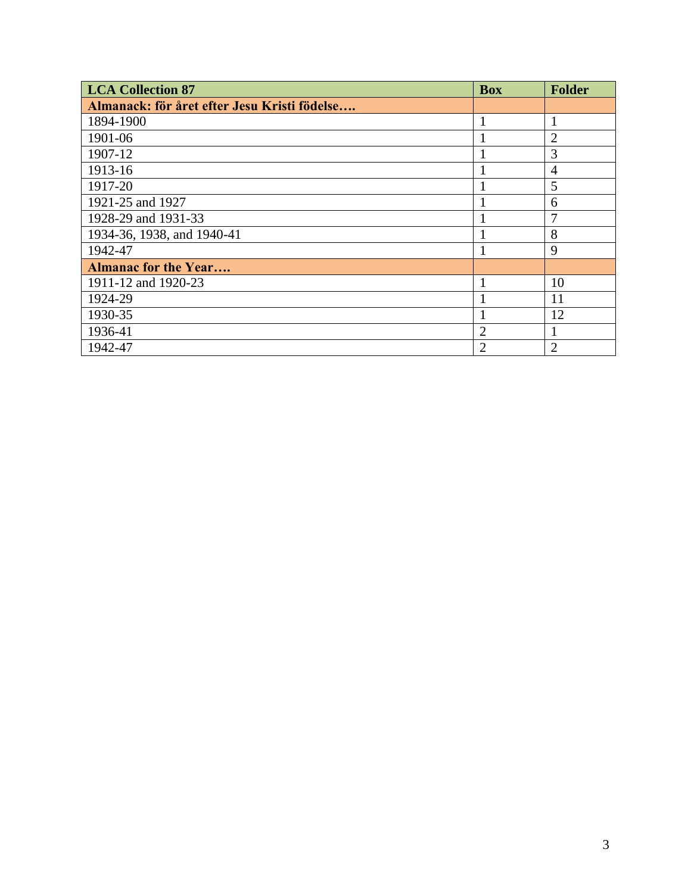| **LCA Collection 87** | **Box** | **Folder** |
|---|---|---|
| **Almanack: för året efter Jesu Kristi födelse….** | | |
| 1894-1900 | 1 | 1 |
| 1901-06 | 1 | 2 |
| 1907-12 | 1 | 3 |
| 1913-16 | 1 | 4 |
| 1917-20 | 1 | 5 |
| 1921-25 and 1927 | 1 | 6 |
| 1928-29 and 1931-33 | 1 | 7 |
| 1934-36, 1938, and 1940-41 | 1 | 8 |
| 1942-47 | 1 | 9 |
| **Almanac for the Year….** | | |
| 1911-12 and 1920-23 | 1 | 10 |
| 1924-29 | 1 | 11 |
| 1930-35 | 1 | 12 |
| 1936-41 | 2 | 1 |
| 1942-47 | 2 | 2 |